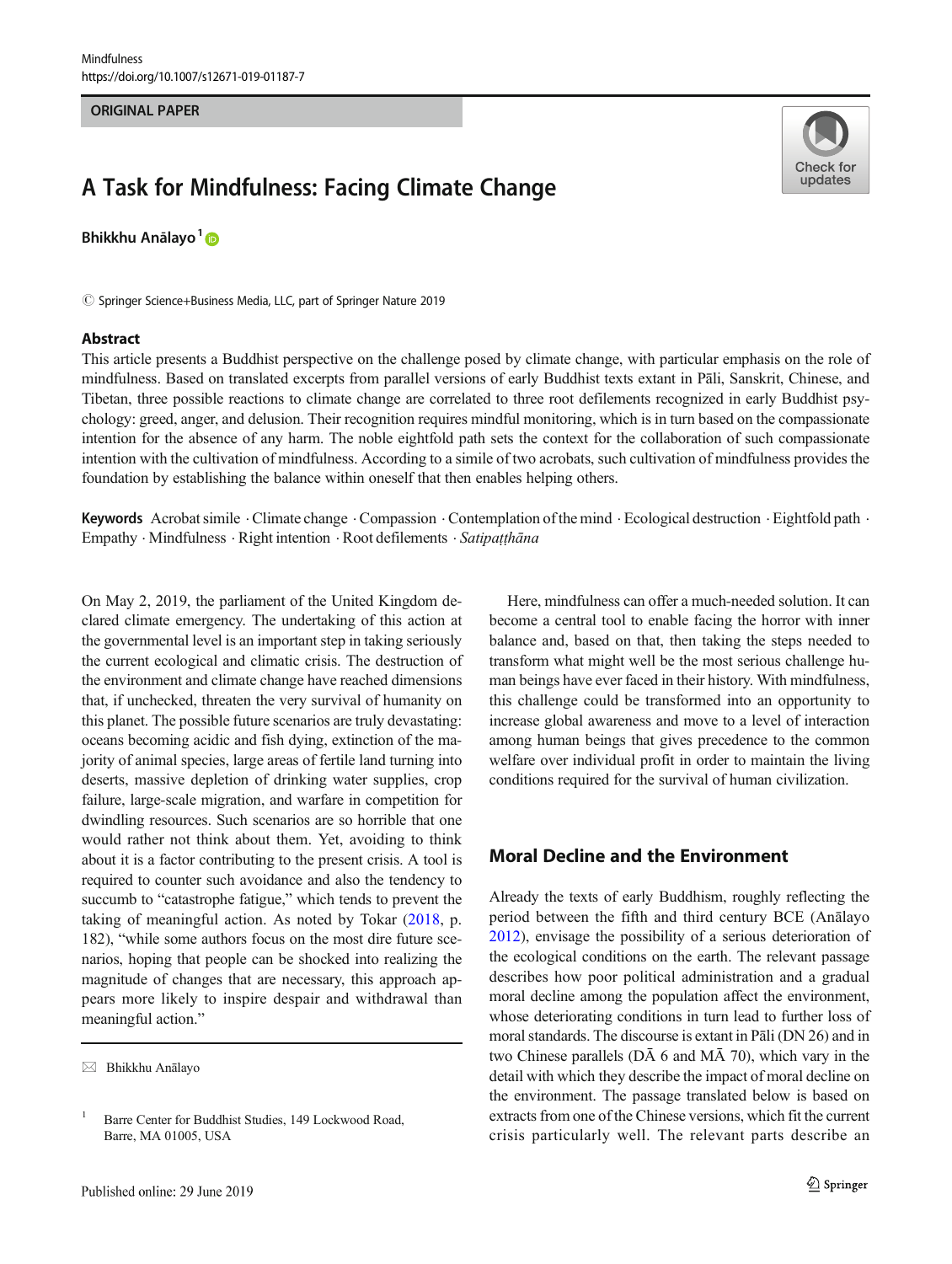ORIGINAL PAPER

# A Task for Mindfulness: Facing Climate Change

**Bhikkhu Anālayo** [1]

© Springer Science+Business Media, LLC, part of Springer Nature 2019

## Abstract

This article presents a Buddhist perspective on the challenge posed by climate change, with particular emphasis on the role of mindfulness. Based on translated excerpts from parallel versions of early Buddhist texts extant in Pāli, Sanskrit, Chinese, and Tibetan, three possible reactions to climate change are correlated to three root defilements recognized in early Buddhist psychology: greed, anger, and delusion. Their recognition requires mindful monitoring, which is in turn based on the compassionate intention for the absence of any harm. The noble eightfold path sets the context for the collaboration of such compassionate intention with the cultivation of mindfulness. According to a simile of two acrobats, such cultivation of mindfulness provides the foundation by establishing the balance within oneself that then enables helping others.

**Keywords** Acrobat simile · Climate change · Compassion · Contemplation of the mind · Ecological destruction · Eightfold path · Empathy · Mindfulness · Right intention · Root defilements · *Satipaṭṭhāna*

On May 2, 2019, the parliament of the United Kingdom declared climate emergency. The undertaking of this action at the governmental level is an important step in taking seriously the current ecological and climatic crisis. The destruction of the environment and climate change have reached dimensions that, if unchecked, threaten the very survival of humanity on this planet. The possible future scenarios are truly devastating: oceans becoming acidic and fish dying, extinction of the majority of animal species, large areas of fertile land turning into deserts, massive depletion of drinking water supplies, crop failure, large-scale migration, and warfare in competition for dwindling resources. Such scenarios are so horrible that one would rather not think about them. Yet, avoiding to think about it is a factor contributing to the present crisis. A tool is required to counter such avoidance and also the tendency to succumb to "catastrophe fatigue," which tends to prevent the taking of meaningful action. As noted by Tokar (2018, p. 182), "while some authors focus on the most dire future scenarios, hoping that people can be shocked into realizing the magnitude of changes that are necessary, this approach appears more likely to inspire despair and withdrawal than meaningful action."

Here, mindfulness can offer a much-needed solution. It can become a central tool to enable facing the horror with inner balance and, based on that, then taking the steps needed to transform what might well be the most serious challenge human beings have ever faced in their history. With mindfulness, this challenge could be transformed into an opportunity to increase global awareness and move to a level of interaction among human beings that gives precedence to the common welfare over individual profit in order to maintain the living conditions required for the survival of human civilization.

## Moral Decline and the Environment

Already the texts of early Buddhism, roughly reflecting the period between the fifth and third century BCE (Anālayo 2012), envisage the possibility of a serious deterioration of the ecological conditions on the earth. The relevant passage describes how poor political administration and a gradual moral decline among the population affect the environment, whose deteriorating conditions in turn lead to further loss of moral standards. The discourse is extant in Pāli (DN 26) and in two Chinese parallels (DĀ 6 and MĀ 70), which vary in the detail with which they describe the impact of moral decline on the environment. The passage translated below is based on extracts from one of the Chinese versions, which fit the current crisis particularly well. The relevant parts describe an

✉ Bhikkhu Anālayo

[1] Barre Center for Buddhist Studies, 149 Lockwood Road, Barre, MA 01005, USA

Published online: 29 June 2019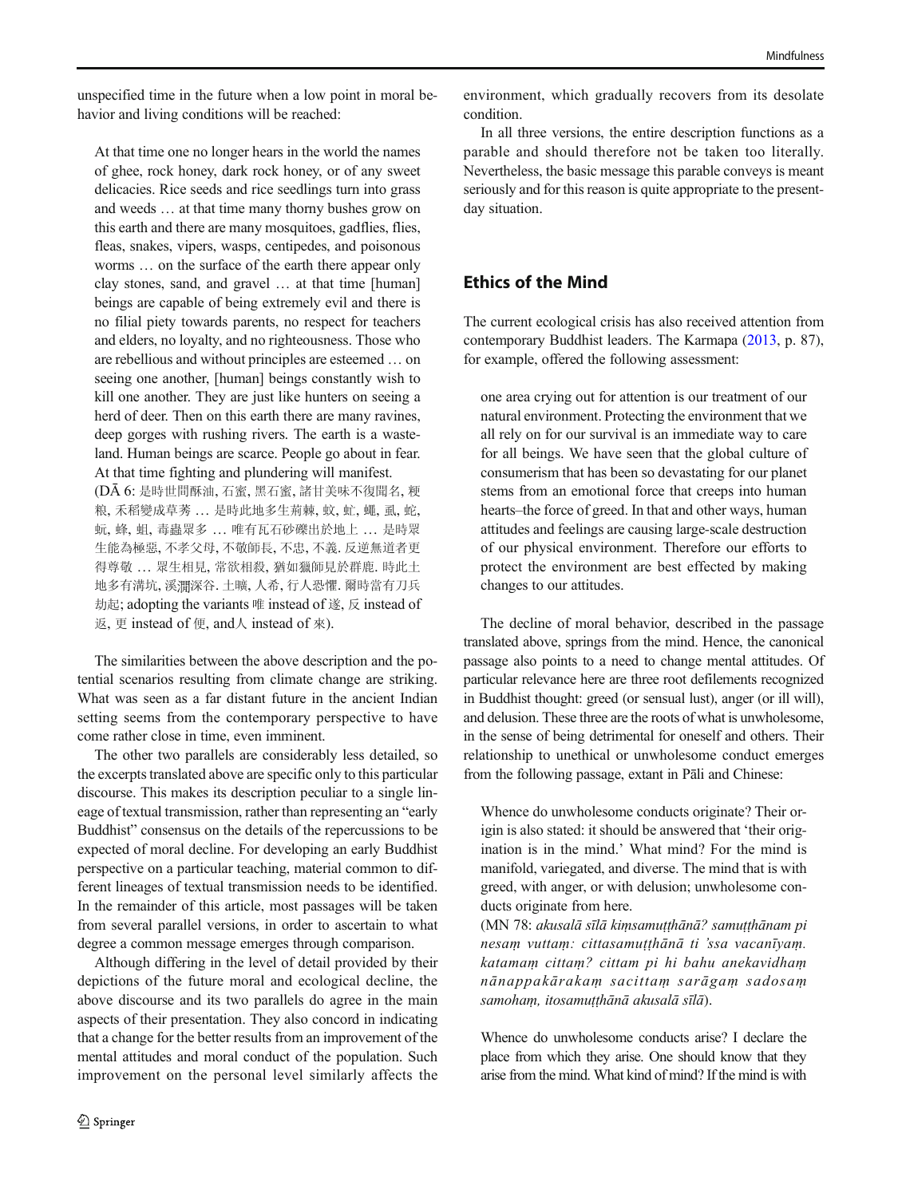unspecified time in the future when a low point in moral behavior and living conditions will be reached:

> At that time one no longer hears in the world the names of ghee, rock honey, dark rock honey, or of any sweet delicacies. Rice seeds and rice seedlings turn into grass and weeds … at that time many thorny bushes grow on this earth and there are many mosquitoes, gadflies, flies, fleas, snakes, vipers, wasps, centipedes, and poisonous worms … on the surface of the earth there appear only clay stones, sand, and gravel … at that time [human] beings are capable of being extremely evil and there is no filial piety towards parents, no respect for teachers and elders, no loyalty, and no righteousness. Those who are rebellious and without principles are esteemed … on seeing one another, [human] beings constantly wish to kill one another. They are just like hunters on seeing a herd of deer. Then on this earth there are many ravines, deep gorges with rushing rivers. The earth is a wasteland. Human beings are scarce. People go about in fear. At that time fighting and plundering will manifest.
> (DĀ 6: 是時世間酥油, 石蜜, 黑石蜜, 諸甘美味不復聞名, 粳粮, 禾稻變成草莠 … 是時此地多生荊棘, 蚊, 虻, 蠅, 虱, 蛇, 蚖, 蜂, 蛆, 毒蟲眾多 … 唯有瓦石砂礫出於地上 … 是時眾生能為極惡, 不孝父母, 不敬師長, 不忠, 不義. 反逆無道者更得尊敬 … 眾生相見, 常欲相殺, 猶如獵師見於群鹿. 時此土地多有溝坑, 溪澗深谷. 土曠, 人希, 行人恐懼. 爾時當有刀兵劫起; adopting the variants 唯 instead of 遂, 反 instead of 返, 更 instead of 便, and人 instead of 來).

The similarities between the above description and the potential scenarios resulting from climate change are striking. What was seen as a far distant future in the ancient Indian setting seems from the contemporary perspective to have come rather close in time, even imminent.

The other two parallels are considerably less detailed, so the excerpts translated above are specific only to this particular discourse. This makes its description peculiar to a single lineage of textual transmission, rather than representing an "early Buddhist" consensus on the details of the repercussions to be expected of moral decline. For developing an early Buddhist perspective on a particular teaching, material common to different lineages of textual transmission needs to be identified. In the remainder of this article, most passages will be taken from several parallel versions, in order to ascertain to what degree a common message emerges through comparison.

Although differing in the level of detail provided by their depictions of the future moral and ecological decline, the above discourse and its two parallels do agree in the main aspects of their presentation. They also concord in indicating that a change for the better results from an improvement of the mental attitudes and moral conduct of the population. Such improvement on the personal level similarly affects the environment, which gradually recovers from its desolate condition.

In all three versions, the entire description functions as a parable and should therefore not be taken too literally. Nevertheless, the basic message this parable conveys is meant seriously and for this reason is quite appropriate to the present-day situation.

## Ethics of the Mind

The current ecological crisis has also received attention from contemporary Buddhist leaders. The Karmapa (2013, p. 87), for example, offered the following assessment:

> one area crying out for attention is our treatment of our natural environment. Protecting the environment that we all rely on for our survival is an immediate way to care for all beings. We have seen that the global culture of consumerism that has been so devastating for our planet stems from an emotional force that creeps into human hearts–the force of greed. In that and other ways, human attitudes and feelings are causing large-scale destruction of our physical environment. Therefore our efforts to protect the environment are best effected by making changes to our attitudes.

The decline of moral behavior, described in the passage translated above, springs from the mind. Hence, the canonical passage also points to a need to change mental attitudes. Of particular relevance here are three root defilements recognized in Buddhist thought: greed (or sensual lust), anger (or ill will), and delusion. These three are the roots of what is unwholesome, in the sense of being detrimental for oneself and others. Their relationship to unethical or unwholesome conduct emerges from the following passage, extant in Pāli and Chinese:

> Whence do unwholesome conducts originate? Their origin is also stated: it should be answered that 'their origination is in the mind.' What mind? For the mind is manifold, variegated, and diverse. The mind that is with greed, with anger, or with delusion; unwholesome conducts originate from here.
> (MN 78: *akusalā sīlā kiṃsamuṭṭhānā? samuṭṭhānam pi nesaṃ vuttaṃ: cittasamuṭṭhānā ti 'ssa vacanīyaṃ. katamaṃ cittaṃ? cittam pi hi bahu anekavidhaṃ nānappakārakaṃ sacittaṃ sarāgaṃ sadosaṃ samohaṃ, itosamuṭṭhānā akusalā sīlā*).

> Whence do unwholesome conducts arise? I declare the place from which they arise. One should know that they arise from the mind. What kind of mind? If the mind is with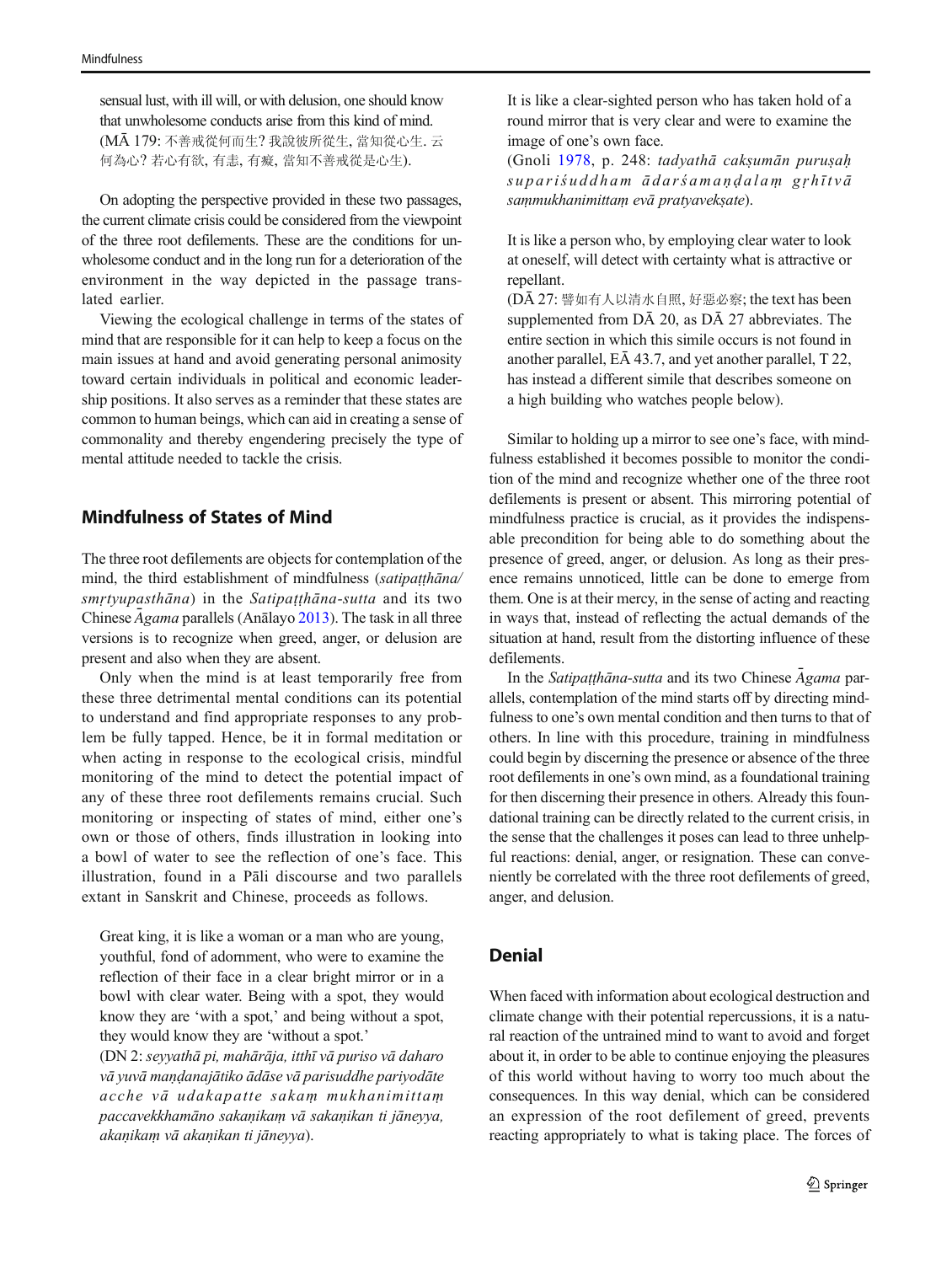sensual lust, with ill will, or with delusion, one should know that unwholesome conducts arise from this kind of mind. (MĀ 179: 不善戒從何而生? 我說彼所從生, 當知從心生. 云何為心? 若心有欲, 有恚, 有癡, 當知不善戒從是心生).

On adopting the perspective provided in these two passages, the current climate crisis could be considered from the viewpoint of the three root defilements. These are the conditions for unwholesome conduct and in the long run for a deterioration of the environment in the way depicted in the passage translated earlier.

Viewing the ecological challenge in terms of the states of mind that are responsible for it can help to keep a focus on the main issues at hand and avoid generating personal animosity toward certain individuals in political and economic leadership positions. It also serves as a reminder that these states are common to human beings, which can aid in creating a sense of commonality and thereby engendering precisely the type of mental attitude needed to tackle the crisis.

## Mindfulness of States of Mind

The three root defilements are objects for contemplation of the mind, the third establishment of mindfulness (*satipaṭṭhāna*/ *smṛtyupasthāna*) in the *Satipaṭṭhāna-sutta* and its two Chinese *Āgama* parallels (Anālayo 2013). The task in all three versions is to recognize when greed, anger, or delusion are present and also when they are absent.

Only when the mind is at least temporarily free from these three detrimental mental conditions can its potential to understand and find appropriate responses to any problem be fully tapped. Hence, be it in formal meditation or when acting in response to the ecological crisis, mindful monitoring of the mind to detect the potential impact of any of these three root defilements remains crucial. Such monitoring or inspecting of states of mind, either one's own or those of others, finds illustration in looking into a bowl of water to see the reflection of one's face. This illustration, found in a Pāli discourse and two parallels extant in Sanskrit and Chinese, proceeds as follows.

> Great king, it is like a woman or a man who are young, youthful, fond of adornment, who were to examine the reflection of their face in a clear bright mirror or in a bowl with clear water. Being with a spot, they would know they are 'with a spot,' and being without a spot, they would know they are 'without a spot.'
> (DN 2: *seyyathā pi, mahārāja, itthī vā puriso vā daharo vā yuvā maṇḍanajātiko ādāse vā parisuddhe pariyodāte acche vā udakapatte sakaṃ mukhanimittaṃ paccavekkhamāno sakaṇikaṃ vā sakaṇikan ti jāneyya, akaṇikaṃ vā akaṇikan ti jāneyya*).

> It is like a clear-sighted person who has taken hold of a round mirror that is very clear and were to examine the image of one's own face.
> (Gnoli 1978, p. 248: *tadyathā cakṣumān puruṣaḥ supariśuddham ādarśamaṇḍalaṃ gṛhītvā saṃmukhanimittaṃ evā pratyavekṣate*).

> It is like a person who, by employing clear water to look at oneself, will detect with certainty what is attractive or repellant.
> (DĀ 27: 譬如有人以清水自照, 好惡必察; the text has been supplemented from DĀ 20, as DĀ 27 abbreviates. The entire section in which this simile occurs is not found in another parallel, EĀ 43.7, and yet another parallel, T 22, has instead a different simile that describes someone on a high building who watches people below).

Similar to holding up a mirror to see one's face, with mindfulness established it becomes possible to monitor the condition of the mind and recognize whether one of the three root defilements is present or absent. This mirroring potential of mindfulness practice is crucial, as it provides the indispensable precondition for being able to do something about the presence of greed, anger, or delusion. As long as their presence remains unnoticed, little can be done to emerge from them. One is at their mercy, in the sense of acting and reacting in ways that, instead of reflecting the actual demands of the situation at hand, result from the distorting influence of these defilements.

In the *Satipaṭṭhāna-sutta* and its two Chinese *Āgama* parallels, contemplation of the mind starts off by directing mindfulness to one's own mental condition and then turns to that of others. In line with this procedure, training in mindfulness could begin by discerning the presence or absence of the three root defilements in one's own mind, as a foundational training for then discerning their presence in others. Already this foundational training can be directly related to the current crisis, in the sense that the challenges it poses can lead to three unhelpful reactions: denial, anger, or resignation. These can conveniently be correlated with the three root defilements of greed, anger, and delusion.

## Denial

When faced with information about ecological destruction and climate change with their potential repercussions, it is a natural reaction of the untrained mind to want to avoid and forget about it, in order to be able to continue enjoying the pleasures of this world without having to worry too much about the consequences. In this way denial, which can be considered an expression of the root defilement of greed, prevents reacting appropriately to what is taking place. The forces of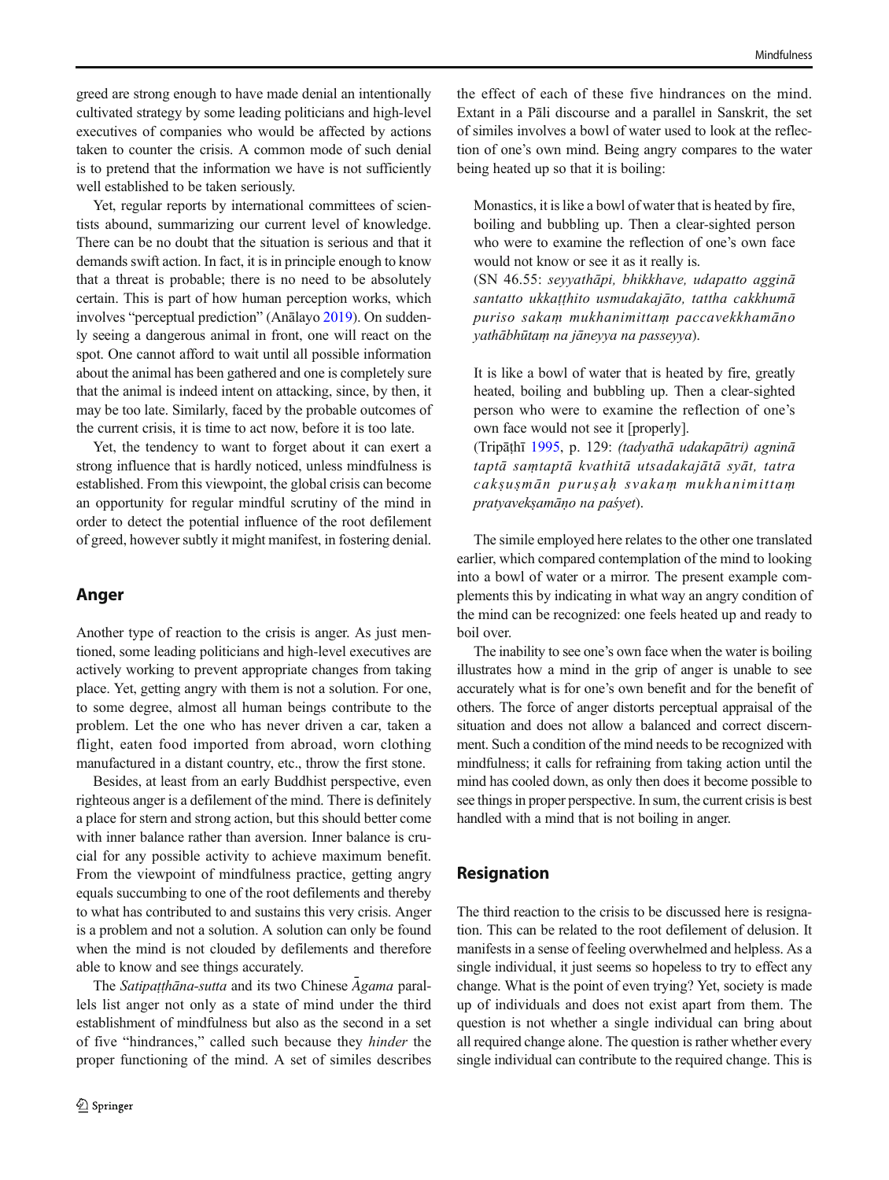greed are strong enough to have made denial an intentionally cultivated strategy by some leading politicians and high-level executives of companies who would be affected by actions taken to counter the crisis. A common mode of such denial is to pretend that the information we have is not sufficiently well established to be taken seriously.

Yet, regular reports by international committees of scientists abound, summarizing our current level of knowledge. There can be no doubt that the situation is serious and that it demands swift action. In fact, it is in principle enough to know that a threat is probable; there is no need to be absolutely certain. This is part of how human perception works, which involves "perceptual prediction" (Anālayo 2019). On suddenly seeing a dangerous animal in front, one will react on the spot. One cannot afford to wait until all possible information about the animal has been gathered and one is completely sure that the animal is indeed intent on attacking, since, by then, it may be too late. Similarly, faced by the probable outcomes of the current crisis, it is time to act now, before it is too late.

Yet, the tendency to want to forget about it can exert a strong influence that is hardly noticed, unless mindfulness is established. From this viewpoint, the global crisis can become an opportunity for regular mindful scrutiny of the mind in order to detect the potential influence of the root defilement of greed, however subtly it might manifest, in fostering denial.

## Anger

Another type of reaction to the crisis is anger. As just mentioned, some leading politicians and high-level executives are actively working to prevent appropriate changes from taking place. Yet, getting angry with them is not a solution. For one, to some degree, almost all human beings contribute to the problem. Let the one who has never driven a car, taken a flight, eaten food imported from abroad, worn clothing manufactured in a distant country, etc., throw the first stone.

Besides, at least from an early Buddhist perspective, even righteous anger is a defilement of the mind. There is definitely a place for stern and strong action, but this should better come with inner balance rather than aversion. Inner balance is crucial for any possible activity to achieve maximum benefit. From the viewpoint of mindfulness practice, getting angry equals succumbing to one of the root defilements and thereby to what has contributed to and sustains this very crisis. Anger is a problem and not a solution. A solution can only be found when the mind is not clouded by defilements and therefore able to know and see things accurately.

The *Satipaṭṭhāna-sutta* and its two Chinese *Āgama* parallels list anger not only as a state of mind under the third establishment of mindfulness but also as the second in a set of five "hindrances," called such because they *hinder* the proper functioning of the mind. A set of similes describes the effect of each of these five hindrances on the mind. Extant in a Pāli discourse and a parallel in Sanskrit, the set of similes involves a bowl of water used to look at the reflection of one's own mind. Being angry compares to the water being heated up so that it is boiling:

> Monastics, it is like a bowl of water that is heated by fire, boiling and bubbling up. Then a clear-sighted person who were to examine the reflection of one's own face would not know or see it as it really is.
> (SN 46.55: *seyyathāpi, bhikkhave, udapatto agginā santatto ukkaṭṭhito usmudakajāto, tattha cakkhumā puriso sakaṃ mukhanimittaṃ paccavekkhamāno yathābhūtaṃ na jāneyya na passeyya*).
>
> It is like a bowl of water that is heated by fire, greatly heated, boiling and bubbling up. Then a clear-sighted person who were to examine the reflection of one's own face would not see it [properly].
> (Tripāṭhī 1995, p. 129: *(tadyathā udakapātri) agninā taptā saṃtaptā kvathitā utsadakajātā syāt, tatra cakṣuṣmān puruṣaḥ svakaṃ mukhanimittaṃ pratyavekṣamāṇo na paśyet*).

The simile employed here relates to the other one translated earlier, which compared contemplation of the mind to looking into a bowl of water or a mirror. The present example complements this by indicating in what way an angry condition of the mind can be recognized: one feels heated up and ready to boil over.

The inability to see one's own face when the water is boiling illustrates how a mind in the grip of anger is unable to see accurately what is for one's own benefit and for the benefit of others. The force of anger distorts perceptual appraisal of the situation and does not allow a balanced and correct discernment. Such a condition of the mind needs to be recognized with mindfulness; it calls for refraining from taking action until the mind has cooled down, as only then does it become possible to see things in proper perspective. In sum, the current crisis is best handled with a mind that is not boiling in anger.

## Resignation

The third reaction to the crisis to be discussed here is resignation. This can be related to the root defilement of delusion. It manifests in a sense of feeling overwhelmed and helpless. As a single individual, it just seems so hopeless to try to effect any change. What is the point of even trying? Yet, society is made up of individuals and does not exist apart from them. The question is not whether a single individual can bring about all required change alone. The question is rather whether every single individual can contribute to the required change. This is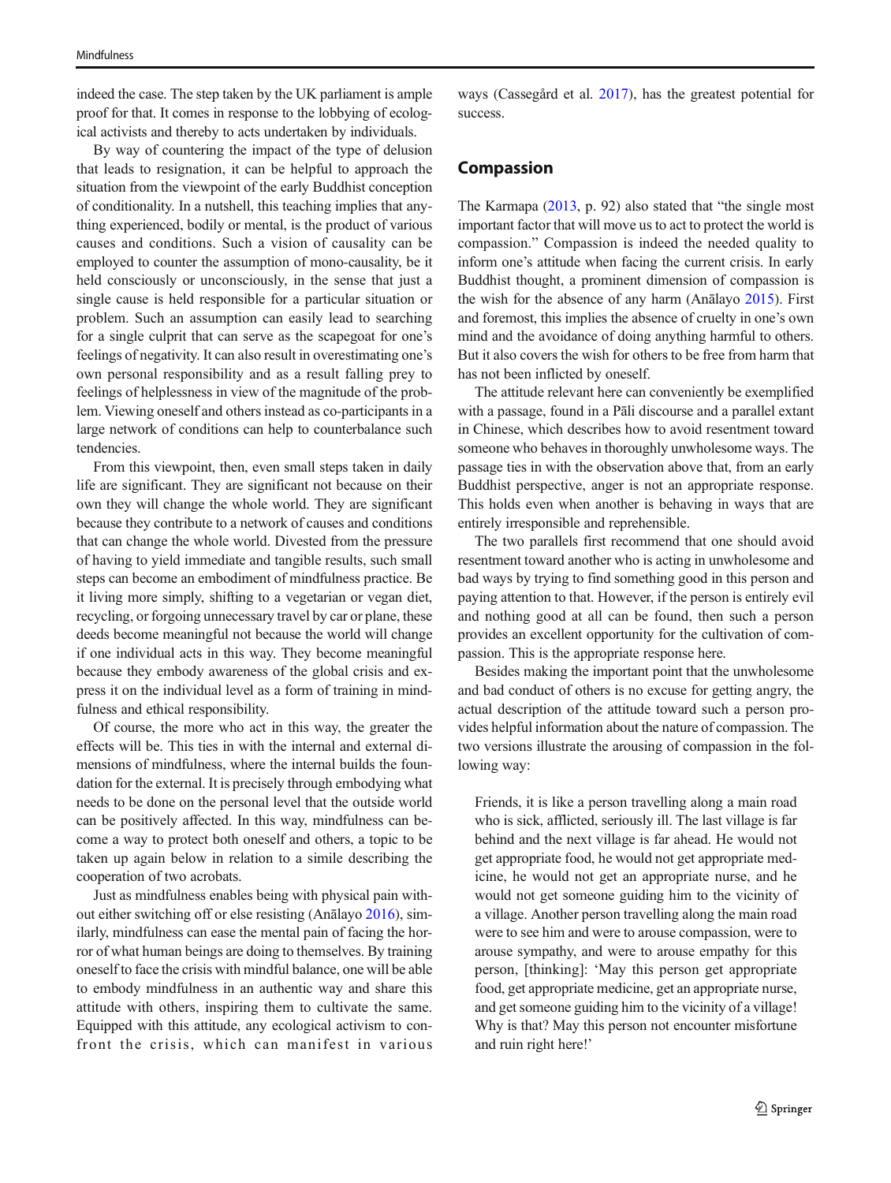indeed the case. The step taken by the UK parliament is ample proof for that. It comes in response to the lobbying of ecological activists and thereby to acts undertaken by individuals.

By way of countering the impact of the type of delusion that leads to resignation, it can be helpful to approach the situation from the viewpoint of the early Buddhist conception of conditionality. In a nutshell, this teaching implies that anything experienced, bodily or mental, is the product of various causes and conditions. Such a vision of causality can be employed to counter the assumption of mono-causality, be it held consciously or unconsciously, in the sense that just a single cause is held responsible for a particular situation or problem. Such an assumption can easily lead to searching for a single culprit that can serve as the scapegoat for one's feelings of negativity. It can also result in overestimating one's own personal responsibility and as a result falling prey to feelings of helplessness in view of the magnitude of the problem. Viewing oneself and others instead as co-participants in a large network of conditions can help to counterbalance such tendencies.

From this viewpoint, then, even small steps taken in daily life are significant. They are significant not because on their own they will change the whole world. They are significant because they contribute to a network of causes and conditions that can change the whole world. Divested from the pressure of having to yield immediate and tangible results, such small steps can become an embodiment of mindfulness practice. Be it living more simply, shifting to a vegetarian or vegan diet, recycling, or forgoing unnecessary travel by car or plane, these deeds become meaningful not because the world will change if one individual acts in this way. They become meaningful because they embody awareness of the global crisis and express it on the individual level as a form of training in mindfulness and ethical responsibility.

Of course, the more who act in this way, the greater the effects will be. This ties in with the internal and external dimensions of mindfulness, where the internal builds the foundation for the external. It is precisely through embodying what needs to be done on the personal level that the outside world can be positively affected. In this way, mindfulness can become a way to protect both oneself and others, a topic to be taken up again below in relation to a simile describing the cooperation of two acrobats.

Just as mindfulness enables being with physical pain without either switching off or else resisting (Anālayo 2016), similarly, mindfulness can ease the mental pain of facing the horror of what human beings are doing to themselves. By training oneself to face the crisis with mindful balance, one will be able to embody mindfulness in an authentic way and share this attitude with others, inspiring them to cultivate the same. Equipped with this attitude, any ecological activism to confront the crisis, which can manifest in various ways (Cassegård et al. 2017), has the greatest potential for success.

## Compassion

The Karmapa (2013, p. 92) also stated that "the single most important factor that will move us to act to protect the world is compassion." Compassion is indeed the needed quality to inform one's attitude when facing the current crisis. In early Buddhist thought, a prominent dimension of compassion is the wish for the absence of any harm (Anālayo 2015). First and foremost, this implies the absence of cruelty in one's own mind and the avoidance of doing anything harmful to others. But it also covers the wish for others to be free from harm that has not been inflicted by oneself.

The attitude relevant here can conveniently be exemplified with a passage, found in a Pāli discourse and a parallel extant in Chinese, which describes how to avoid resentment toward someone who behaves in thoroughly unwholesome ways. The passage ties in with the observation above that, from an early Buddhist perspective, anger is not an appropriate response. This holds even when another is behaving in ways that are entirely irresponsible and reprehensible.

The two parallels first recommend that one should avoid resentment toward another who is acting in unwholesome and bad ways by trying to find something good in this person and paying attention to that. However, if the person is entirely evil and nothing good at all can be found, then such a person provides an excellent opportunity for the cultivation of compassion. This is the appropriate response here.

Besides making the important point that the unwholesome and bad conduct of others is no excuse for getting angry, the actual description of the attitude toward such a person provides helpful information about the nature of compassion. The two versions illustrate the arousing of compassion in the following way:

> Friends, it is like a person travelling along a main road who is sick, afflicted, seriously ill. The last village is far behind and the next village is far ahead. He would not get appropriate food, he would not get appropriate medicine, he would not get an appropriate nurse, and he would not get someone guiding him to the vicinity of a village. Another person travelling along the main road were to see him and were to arouse compassion, were to arouse sympathy, and were to arouse empathy for this person, [thinking]: 'May this person get appropriate food, get appropriate medicine, get an appropriate nurse, and get someone guiding him to the vicinity of a village! Why is that? May this person not encounter misfortune and ruin right here!'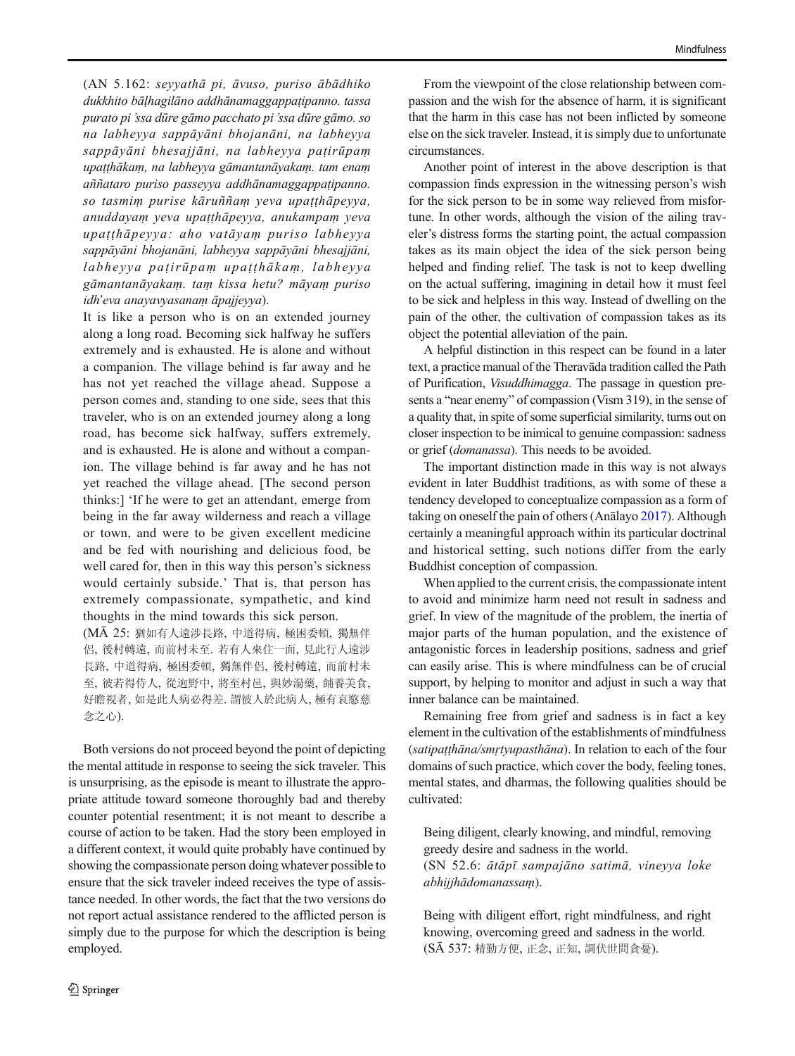(AN 5.162: *seyyathā pi, āvuso, puriso ābādhiko dukkhito bāḷhagilāno addhānamaggappaṭipanno. tassa purato pi 'ssa dūre gāmo pacchato pi 'ssa dūre gāmo. so na labheyya sappāyāni bhojanāni, na labheyya sappāyāni bhesajjāni, na labheyya paṭirūpaṃ upaṭṭhākaṃ, na labheyya gāmantanāyakaṃ. tam enaṃ aññataro puriso passeyya addhānamaggappaṭipanno. so tasmiṃ purise kāruññaṃ yeva upaṭṭhāpeyya, anuddayaṃ yeva upaṭṭhāpeyya, anukampaṃ yeva upaṭṭhāpeyya: aho vatāyaṃ puriso labheyya sappāyāni bhojanāni, labheyya sappāyāni bhesajjāni, labheyya paṭirūpaṃ upaṭṭhākaṃ, labheyya gāmantanāyakaṃ. taṃ kissa hetu? māyaṃ puriso idh'eva anayavyasanaṃ āpajjeyya*).

It is like a person who is on an extended journey along a long road. Becoming sick halfway he suffers extremely and is exhausted. He is alone and without a companion. The village behind is far away and he has not yet reached the village ahead. Suppose a person comes and, standing to one side, sees that this traveler, who is on an extended journey along a long road, has become sick halfway, suffers extremely, and is exhausted. He is alone and without a companion. The village behind is far away and he has not yet reached the village ahead. [The second person thinks:] 'If he were to get an attendant, emerge from being in the far away wilderness and reach a village or town, and were to be given excellent medicine and be fed with nourishing and delicious food, be well cared for, then in this way this person's sickness would certainly subside.' That is, that person has extremely compassionate, sympathetic, and kind thoughts in the mind towards this sick person.

(MĀ 25: 猶如有人遠涉長路, 中道得病, 極困委頓, 獨無伴侶, 後村轉遠, 而前村未至. 若有人來住一面, 見此行人遠涉長路, 中道得病, 極困委頓, 獨無伴侶, 後村轉遠, 而前村未至, 彼若得侍人, 從迥野中, 將至村邑, 與妙湯藥, 餔養美食, 好瞻視者, 如是此人病必得差. 謂彼人於此病人, 極有哀愍慈念之心).

Both versions do not proceed beyond the point of depicting the mental attitude in response to seeing the sick traveler. This is unsurprising, as the episode is meant to illustrate the appropriate attitude toward someone thoroughly bad and thereby counter potential resentment; it is not meant to describe a course of action to be taken. Had the story been employed in a different context, it would quite probably have continued by showing the compassionate person doing whatever possible to ensure that the sick traveler indeed receives the type of assistance needed. In other words, the fact that the two versions do not report actual assistance rendered to the afflicted person is simply due to the purpose for which the description is being employed.

From the viewpoint of the close relationship between compassion and the wish for the absence of harm, it is significant that the harm in this case has not been inflicted by someone else on the sick traveler. Instead, it is simply due to unfortunate circumstances.

Another point of interest in the above description is that compassion finds expression in the witnessing person's wish for the sick person to be in some way relieved from misfortune. In other words, although the vision of the ailing traveler's distress forms the starting point, the actual compassion takes as its main object the idea of the sick person being helped and finding relief. The task is not to keep dwelling on the actual suffering, imagining in detail how it must feel to be sick and helpless in this way. Instead of dwelling on the pain of the other, the cultivation of compassion takes as its object the potential alleviation of the pain.

A helpful distinction in this respect can be found in a later text, a practice manual of the Theravāda tradition called the Path of Purification, *Visuddhimagga*. The passage in question presents a "near enemy" of compassion (Vism 319), in the sense of a quality that, in spite of some superficial similarity, turns out on closer inspection to be inimical to genuine compassion: sadness or grief (*domanassa*). This needs to be avoided.

The important distinction made in this way is not always evident in later Buddhist traditions, as with some of these a tendency developed to conceptualize compassion as a form of taking on oneself the pain of others (Anālayo 2017). Although certainly a meaningful approach within its particular doctrinal and historical setting, such notions differ from the early Buddhist conception of compassion.

When applied to the current crisis, the compassionate intent to avoid and minimize harm need not result in sadness and grief. In view of the magnitude of the problem, the inertia of major parts of the human population, and the existence of antagonistic forces in leadership positions, sadness and grief can easily arise. This is where mindfulness can be of crucial support, by helping to monitor and adjust in such a way that inner balance can be maintained.

Remaining free from grief and sadness is in fact a key element in the cultivation of the establishments of mindfulness (*satipaṭṭhāna/smṛtyupasthāna*). In relation to each of the four domains of such practice, which cover the body, feeling tones, mental states, and dharmas, the following qualities should be cultivated:

> Being diligent, clearly knowing, and mindful, removing greedy desire and sadness in the world.
> (SN 52.6: *ātāpī sampajāno satimā, vineyya loke abhijjhādomanassaṃ*).

> Being with diligent effort, right mindfulness, and right knowing, overcoming greed and sadness in the world.
> (SĀ 537: 精勤方便, 正念, 正知, 調伏世間貪憂).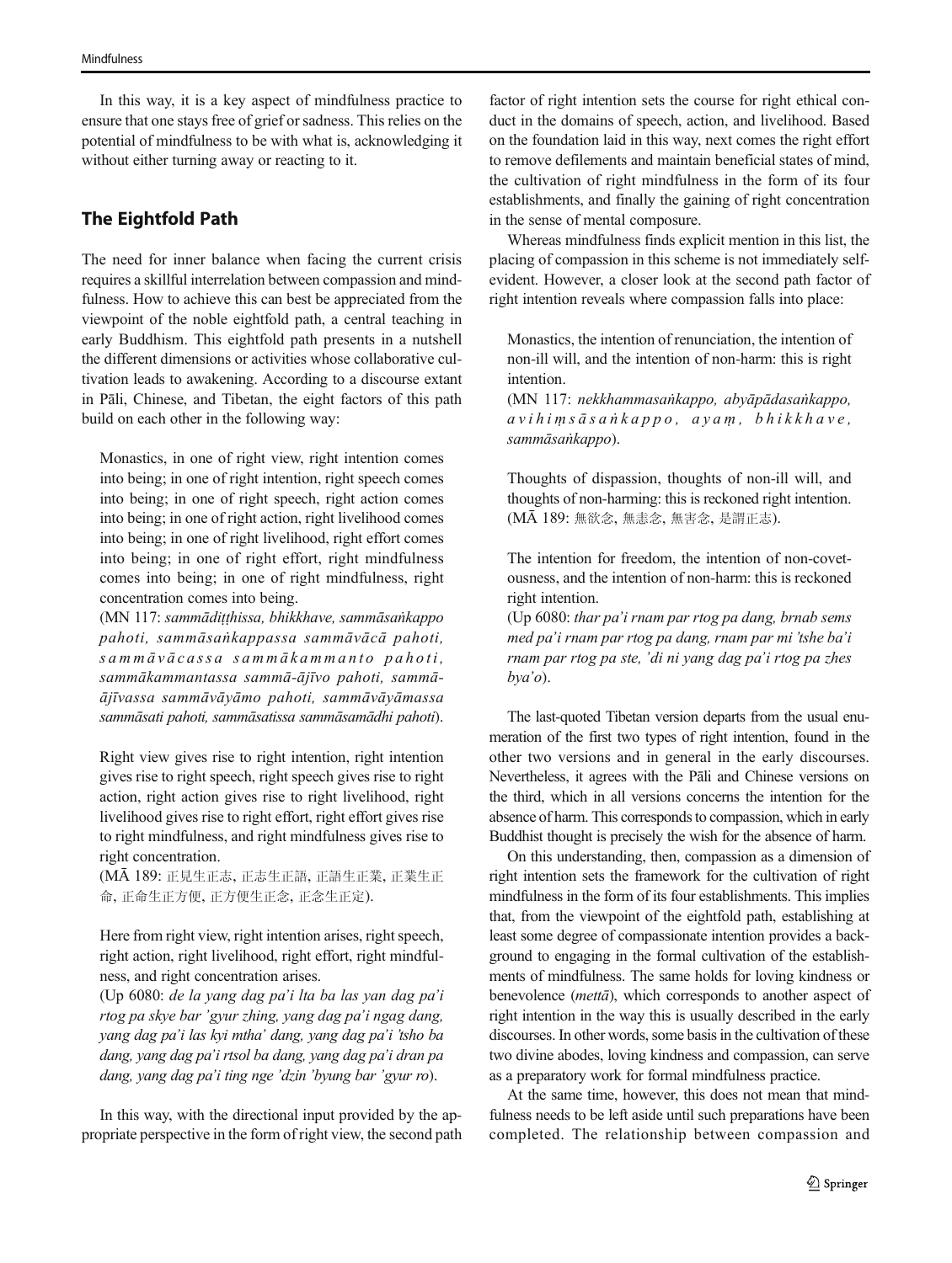In this way, it is a key aspect of mindfulness practice to ensure that one stays free of grief or sadness. This relies on the potential of mindfulness to be with what is, acknowledging it without either turning away or reacting to it.

## The Eightfold Path

The need for inner balance when facing the current crisis requires a skillful interrelation between compassion and mindfulness. How to achieve this can best be appreciated from the viewpoint of the noble eightfold path, a central teaching in early Buddhism. This eightfold path presents in a nutshell the different dimensions or activities whose collaborative cultivation leads to awakening. According to a discourse extant in Pāli, Chinese, and Tibetan, the eight factors of this path build on each other in the following way:

> Monastics, in one of right view, right intention comes into being; in one of right intention, right speech comes into being; in one of right speech, right action comes into being; in one of right action, right livelihood comes into being; in one of right livelihood, right effort comes into being; in one of right effort, right mindfulness comes into being; in one of right mindfulness, right concentration comes into being.
> (MN 117: *sammādiṭṭhissa, bhikkhave, sammāsaṅkappo pahoti, sammāsaṅkappassa sammāvācā pahoti, sammāvācassa sammākammanto pahoti, sammākammantassa sammā-ājīvo pahoti, sammā-ājīvassa sammāvāyāmo pahoti, sammāvāyāmassa sammāsati pahoti, sammāsatissa sammāsamādhi pahoti*).

> Right view gives rise to right intention, right intention gives rise to right speech, right speech gives rise to right action, right action gives rise to right livelihood, right livelihood gives rise to right effort, right effort gives rise to right mindfulness, and right mindfulness gives rise to right concentration.
> (MĀ 189: 正見生正志, 正志生正語, 正語生正業, 正業生正命, 正命生正方便, 正方便生正念, 正念生正定).

> Here from right view, right intention arises, right speech, right action, right livelihood, right effort, right mindfulness, and right concentration arises.
> (Up 6080: *de la yang dag pa'i lta ba las yan dag pa'i rtog pa skye bar 'gyur zhing, yang dag pa'i ngag dang, yang dag pa'i las kyi mtha' dang, yang dag pa'i 'tsho ba dang, yang dag pa'i rtsol ba dang, yang dag pa'i dran pa dang, yang dag pa'i ting nge 'dzin 'byung bar 'gyur ro*).

In this way, with the directional input provided by the appropriate perspective in the form of right view, the second path factor of right intention sets the course for right ethical conduct in the domains of speech, action, and livelihood. Based on the foundation laid in this way, next comes the right effort to remove defilements and maintain beneficial states of mind, the cultivation of right mindfulness in the form of its four establishments, and finally the gaining of right concentration in the sense of mental composure.

Whereas mindfulness finds explicit mention in this list, the placing of compassion in this scheme is not immediately self-evident. However, a closer look at the second path factor of right intention reveals where compassion falls into place:

> Monastics, the intention of renunciation, the intention of non-ill will, and the intention of non-harm: this is right intention.
> (MN 117: *nekkhammasaṅkappo, abyāpādasaṅkappo, avihiṃsāsaṅkappo, ayaṃ, bhikkhave, sammāsaṅkappo*).

> Thoughts of dispassion, thoughts of non-ill will, and thoughts of non-harming: this is reckoned right intention.
> (MĀ 189: 無欲念, 無恚念, 無害念, 是謂正志).

> The intention for freedom, the intention of non-covetousness, and the intention of non-harm: this is reckoned right intention.
> (Up 6080: *thar pa'i rnam par rtog pa dang, brnab sems med pa'i rnam par rtog pa dang, rnam par mi 'tshe ba'i rnam par rtog pa ste, 'di ni yang dag pa'i rtog pa zhes bya'o*).

The last-quoted Tibetan version departs from the usual enumeration of the first two types of right intention, found in the other two versions and in general in the early discourses. Nevertheless, it agrees with the Pāli and Chinese versions on the third, which in all versions concerns the intention for the absence of harm. This corresponds to compassion, which in early Buddhist thought is precisely the wish for the absence of harm.

On this understanding, then, compassion as a dimension of right intention sets the framework for the cultivation of right mindfulness in the form of its four establishments. This implies that, from the viewpoint of the eightfold path, establishing at least some degree of compassionate intention provides a background to engaging in the formal cultivation of the establishments of mindfulness. The same holds for loving kindness or benevolence (*mettā*), which corresponds to another aspect of right intention in the way this is usually described in the early discourses. In other words, some basis in the cultivation of these two divine abodes, loving kindness and compassion, can serve as a preparatory work for formal mindfulness practice.

At the same time, however, this does not mean that mindfulness needs to be left aside until such preparations have been completed. The relationship between compassion and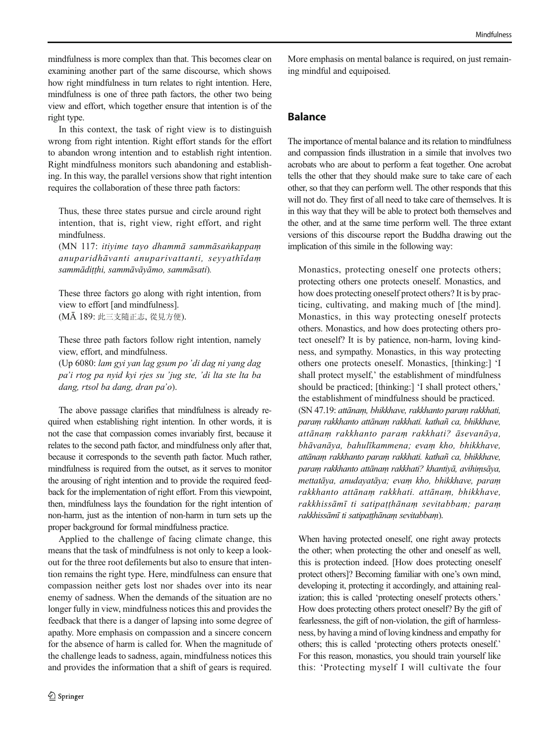mindfulness is more complex than that. This becomes clear on examining another part of the same discourse, which shows how right mindfulness in turn relates to right intention. Here, mindfulness is one of three path factors, the other two being view and effort, which together ensure that intention is of the right type.

In this context, the task of right view is to distinguish wrong from right intention. Right effort stands for the effort to abandon wrong intention and to establish right intention. Right mindfulness monitors such abandoning and establishing. In this way, the parallel versions show that right intention requires the collaboration of these three path factors:

> Thus, these three states pursue and circle around right intention, that is, right view, right effort, and right mindfulness.
> (MN 117: *itiyime tayo dhammā sammāsaṅkappaṃ anuparidhāvanti anuparivattanti, seyyathīdaṃ sammādiṭṭhi, sammāvāyāmo, sammāsati*).

> These three factors go along with right intention, from view to effort [and mindfulness].
> (MĀ 189: 此三支隨正志, 從見方便).

> These three path factors follow right intention, namely view, effort, and mindfulness.
> (Up 6080: *lam gyi yan lag gsum po 'di dag ni yang dag pa'i rtog pa nyid kyi rjes su 'jug ste, 'di lta ste lta ba dang, rtsol ba dang, dran pa'o*).

The above passage clarifies that mindfulness is already required when establishing right intention. In other words, it is not the case that compassion comes invariably first, because it relates to the second path factor, and mindfulness only after that, because it corresponds to the seventh path factor. Much rather, mindfulness is required from the outset, as it serves to monitor the arousing of right intention and to provide the required feedback for the implementation of right effort. From this viewpoint, then, mindfulness lays the foundation for the right intention of non-harm, just as the intention of non-harm in turn sets up the proper background for formal mindfulness practice.

Applied to the challenge of facing climate change, this means that the task of mindfulness is not only to keep a lookout for the three root defilements but also to ensure that intention remains the right type. Here, mindfulness can ensure that compassion neither gets lost nor shades over into its near enemy of sadness. When the demands of the situation are no longer fully in view, mindfulness notices this and provides the feedback that there is a danger of lapsing into some degree of apathy. More emphasis on compassion and a sincere concern for the absence of harm is called for. When the magnitude of the challenge leads to sadness, again, mindfulness notices this and provides the information that a shift of gears is required. More emphasis on mental balance is required, on just remaining mindful and equipoised.

## Balance

The importance of mental balance and its relation to mindfulness and compassion finds illustration in a simile that involves two acrobats who are about to perform a feat together. One acrobat tells the other that they should make sure to take care of each other, so that they can perform well. The other responds that this will not do. They first of all need to take care of themselves. It is in this way that they will be able to protect both themselves and the other, and at the same time perform well. The three extant versions of this discourse report the Buddha drawing out the implication of this simile in the following way:

> Monastics, protecting oneself one protects others; protecting others one protects oneself. Monastics, and how does protecting oneself protect others? It is by practicing, cultivating, and making much of [the mind]. Monastics, in this way protecting oneself protects others. Monastics, and how does protecting others protect oneself? It is by patience, non-harm, loving kindness, and sympathy. Monastics, in this way protecting others one protects oneself. Monastics, [thinking:] 'I shall protect myself,' the establishment of mindfulness should be practiced; [thinking:] 'I shall protect others,' the establishment of mindfulness should be practiced.
> (SN 47.19: *attānaṃ, bhikkhave, rakkhanto paraṃ rakkhati, paraṃ rakkhanto attānaṃ rakkhati. kathañ ca, bhikkhave, attānaṃ rakkhanto paraṃ rakkhati? āsevanāya, bhāvanāya, bahulīkammena; evaṃ kho, bhikkhave, attānaṃ rakkhanto paraṃ rakkhati. kathañ ca, bhikkhave, paraṃ rakkhanto attānaṃ rakkhati? khantiyā, avihiṃsāya, mettatāya, anudayatāya; evaṃ kho, bhikkhave, paraṃ rakkhanto attānaṃ rakkhati. attānaṃ, bhikkhave, rakkhissāmī ti satipaṭṭhānaṃ sevitabbaṃ; paraṃ rakkhissāmī ti satipaṭṭhānaṃ sevitabbaṃ*).

> When having protected oneself, one right away protects the other; when protecting the other and oneself as well, this is protection indeed. [How does protecting oneself protect others]? Becoming familiar with one's own mind, developing it, protecting it accordingly, and attaining realization; this is called 'protecting oneself protects others.' How does protecting others protect oneself? By the gift of fearlessness, the gift of non-violation, the gift of harmlessness, by having a mind of loving kindness and empathy for others; this is called 'protecting others protects oneself.' For this reason, monastics, you should train yourself like this: 'Protecting myself I will cultivate the four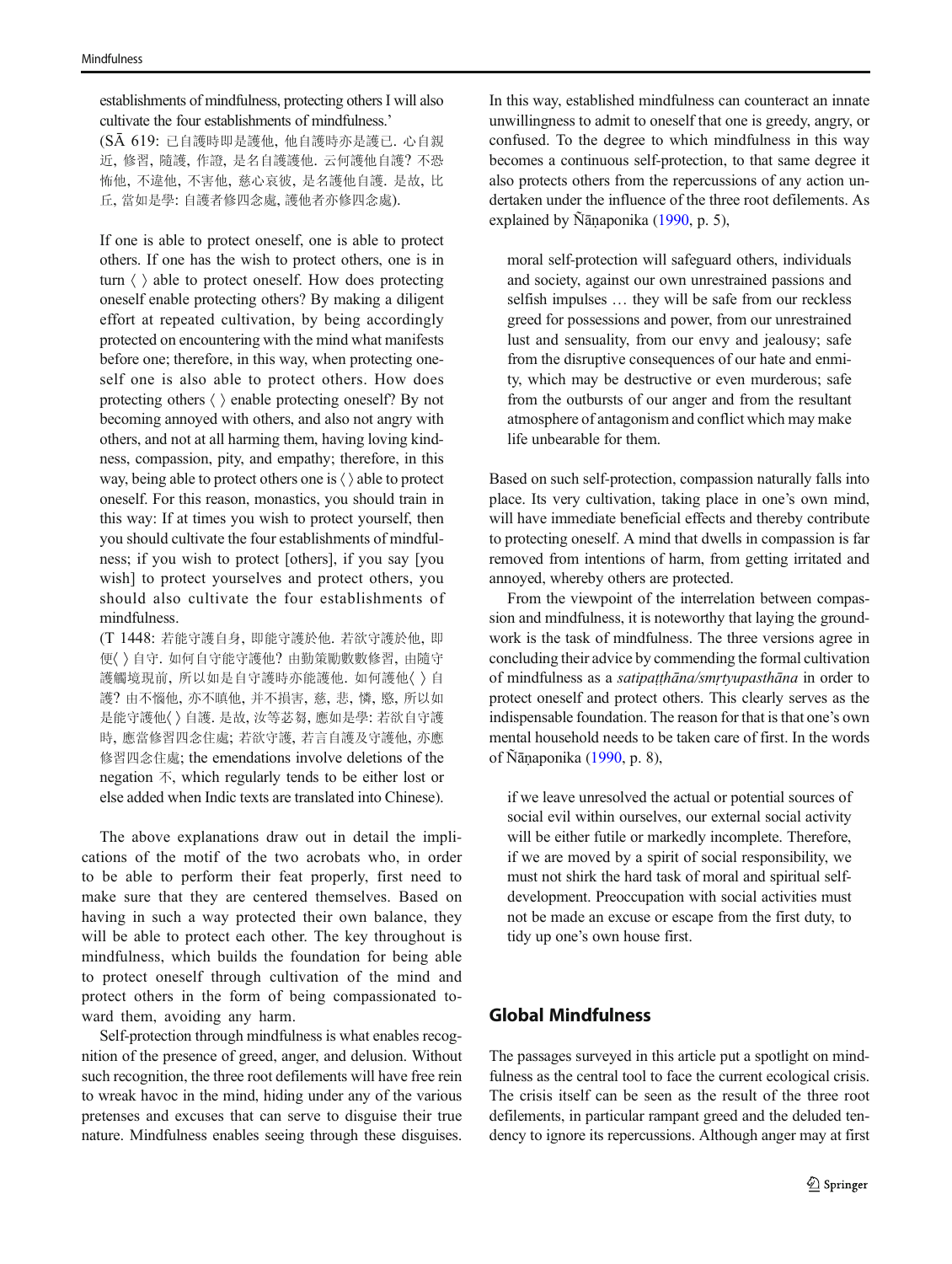establishments of mindfulness, protecting others I will also cultivate the four establishments of mindfulness.'
(SĀ 619: 已自護時即是護他, 他自護時亦是護已. 心自親近, 修習, 隨護, 作證, 是名自護護他. 云何護他自護? 不恐怖他, 不違他, 不害他, 慈心哀彼, 是名護他自護. 是故, 比丘, 當如是學: 自護者修四念處, 護他者亦修四念處).

If one is able to protect oneself, one is able to protect others. If one has the wish to protect others, one is in turn ⟨ ⟩ able to protect oneself. How does protecting oneself enable protecting others? By making a diligent effort at repeated cultivation, by being accordingly protected on encountering with the mind what manifests before one; therefore, in this way, when protecting oneself one is also able to protect others. How does protecting others ⟨ ⟩ enable protecting oneself? By not becoming annoyed with others, and also not angry with others, and not at all harming them, having loving kindness, compassion, pity, and empathy; therefore, in this way, being able to protect others one is ⟨ ⟩ able to protect oneself. For this reason, monastics, you should train in this way: If at times you wish to protect yourself, then you should cultivate the four establishments of mindfulness; if you wish to protect [others], if you say [you wish] to protect yourselves and protect others, you should also cultivate the four establishments of mindfulness.
(T 1448: 若能守護自身, 即能守護於他. 若欲守護於他, 即便⟨ ⟩自守. 如何自守能守護他? 由勤策勵數數修習, 由隨守護觸境現前, 所以如是自守護時亦能護他. 如何護他⟨ ⟩自護? 由不惱他, 亦不瞋他, 并不損害, 慈, 悲, 憐, 愍, 所以如是能守護他⟨ ⟩自護. 是故, 汝等苾芻, 應如是學: 若欲自守護時, 應當修習四念住處; 若欲守護, 若言自護及守護他, 亦應修習四念住處; the emendations involve deletions of the negation 不, which regularly tends to be either lost or else added when Indic texts are translated into Chinese).

The above explanations draw out in detail the implications of the motif of the two acrobats who, in order to be able to perform their feat properly, first need to make sure that they are centered themselves. Based on having in such a way protected their own balance, they will be able to protect each other. The key throughout is mindfulness, which builds the foundation for being able to protect oneself through cultivation of the mind and protect others in the form of being compassionated toward them, avoiding any harm.

Self-protection through mindfulness is what enables recognition of the presence of greed, anger, and delusion. Without such recognition, the three root defilements will have free rein to wreak havoc in the mind, hiding under any of the various pretenses and excuses that can serve to disguise their true nature. Mindfulness enables seeing through these disguises. In this way, established mindfulness can counteract an innate unwillingness to admit to oneself that one is greedy, angry, or confused. To the degree to which mindfulness in this way becomes a continuous self-protection, to that same degree it also protects others from the repercussions of any action undertaken under the influence of the three root defilements. As explained by Ñāṇaponika (1990, p. 5),

> moral self-protection will safeguard others, individuals and society, against our own unrestrained passions and selfish impulses … they will be safe from our reckless greed for possessions and power, from our unrestrained lust and sensuality, from our envy and jealousy; safe from the disruptive consequences of our hate and enmity, which may be destructive or even murderous; safe from the outbursts of our anger and from the resultant atmosphere of antagonism and conflict which may make life unbearable for them.

Based on such self-protection, compassion naturally falls into place. Its very cultivation, taking place in one's own mind, will have immediate beneficial effects and thereby contribute to protecting oneself. A mind that dwells in compassion is far removed from intentions of harm, from getting irritated and annoyed, whereby others are protected.

From the viewpoint of the interrelation between compassion and mindfulness, it is noteworthy that laying the groundwork is the task of mindfulness. The three versions agree in concluding their advice by commending the formal cultivation of mindfulness as a *satipaṭṭhāna/smṛtyupasthāna* in order to protect oneself and protect others. This clearly serves as the indispensable foundation. The reason for that is that one's own mental household needs to be taken care of first. In the words of Ñāṇaponika (1990, p. 8),

> if we leave unresolved the actual or potential sources of social evil within ourselves, our external social activity will be either futile or markedly incomplete. Therefore, if we are moved by a spirit of social responsibility, we must not shirk the hard task of moral and spiritual self-development. Preoccupation with social activities must not be made an excuse or escape from the first duty, to tidy up one's own house first.

## Global Mindfulness

The passages surveyed in this article put a spotlight on mindfulness as the central tool to face the current ecological crisis. The crisis itself can be seen as the result of the three root defilements, in particular rampant greed and the deluded tendency to ignore its repercussions. Although anger may at first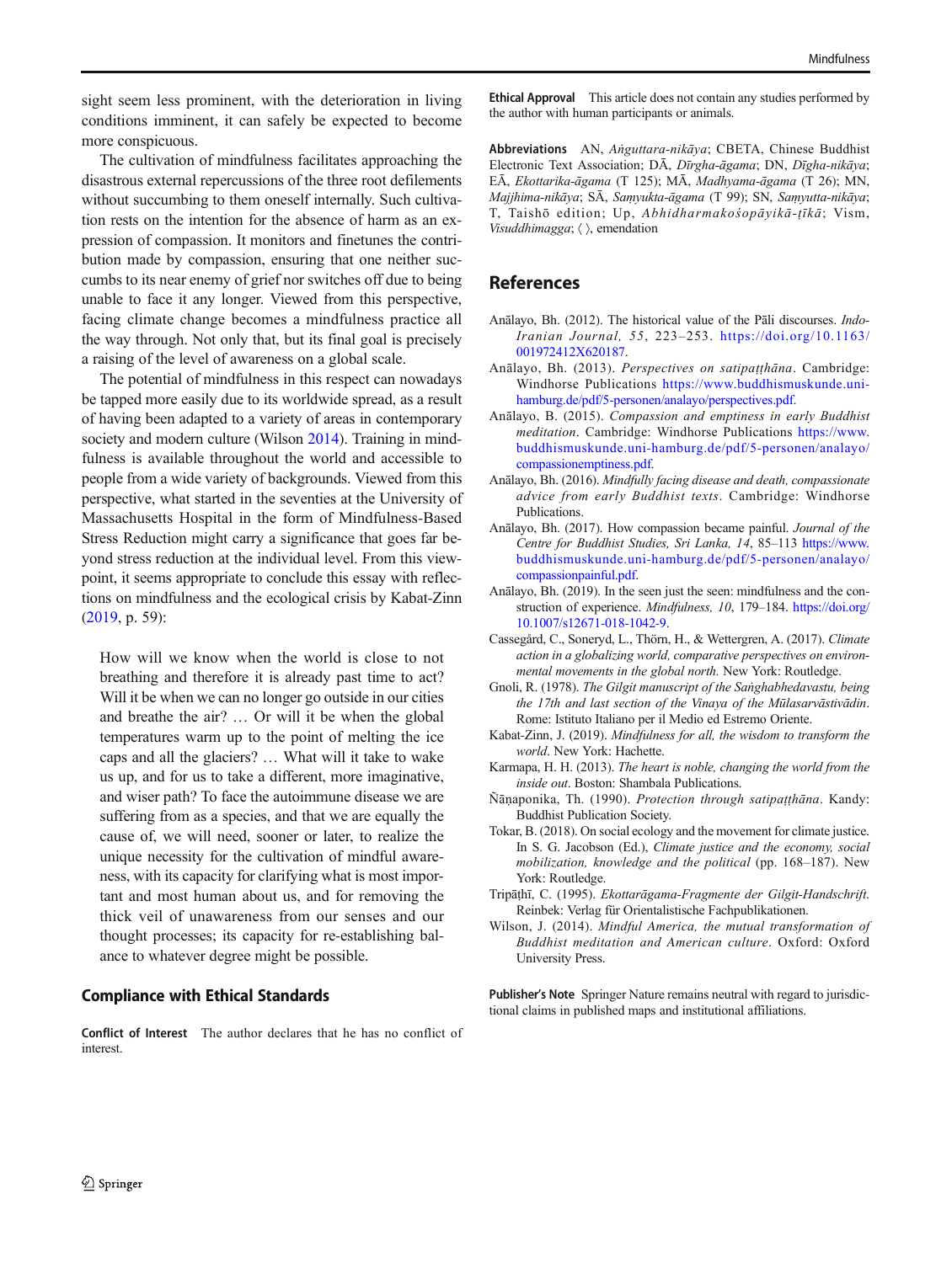sight seem less prominent, with the deterioration in living conditions imminent, it can safely be expected to become more conspicuous.

The cultivation of mindfulness facilitates approaching the disastrous external repercussions of the three root defilements without succumbing to them oneself internally. Such cultivation rests on the intention for the absence of harm as an expression of compassion. It monitors and finetunes the contribution made by compassion, ensuring that one neither succumbs to its near enemy of grief nor switches off due to being unable to face it any longer. Viewed from this perspective, facing climate change becomes a mindfulness practice all the way through. Not only that, but its final goal is precisely a raising of the level of awareness on a global scale.

The potential of mindfulness in this respect can nowadays be tapped more easily due to its worldwide spread, as a result of having been adapted to a variety of areas in contemporary society and modern culture (Wilson 2014). Training in mindfulness is available throughout the world and accessible to people from a wide variety of backgrounds. Viewed from this perspective, what started in the seventies at the University of Massachusetts Hospital in the form of Mindfulness-Based Stress Reduction might carry a significance that goes far beyond stress reduction at the individual level. From this viewpoint, it seems appropriate to conclude this essay with reflections on mindfulness and the ecological crisis by Kabat-Zinn (2019, p. 59):

> How will we know when the world is close to not breathing and therefore it is already past time to act? Will it be when we can no longer go outside in our cities and breathe the air? … Or will it be when the global temperatures warm up to the point of melting the ice caps and all the glaciers? … What will it take to wake us up, and for us to take a different, more imaginative, and wiser path? To face the autoimmune disease we are suffering from as a species, and that we are equally the cause of, we will need, sooner or later, to realize the unique necessity for the cultivation of mindful awareness, with its capacity for clarifying what is most important and most human about us, and for removing the thick veil of unawareness from our senses and our thought processes; its capacity for re-establishing balance to whatever degree might be possible.

## Compliance with Ethical Standards

**Conflict of Interest** The author declares that he has no conflict of interest.

**Ethical Approval** This article does not contain any studies performed by the author with human participants or animals.

**Abbreviations** AN, *Aṅguttara-nikāya*; CBETA, Chinese Buddhist Electronic Text Association; DĀ, *Dīrgha-āgama*; DN, *Dīgha-nikāya*; EĀ, *Ekottarika-āgama* (T 125); MĀ, *Madhyama-āgama* (T 26); MN, *Majjhima-nikāya*; SĀ, *Saṃyukta-āgama* (T 99); SN, *Saṃyutta-nikāya*; T, Taishō edition; Up, *Abhidharmakośopāyikā-ṭīkā*; Vism, *Visuddhimagga*; 〈 〉, emendation

## References

Anālayo, Bh. (2012). The historical value of the Pāli discourses. *Indo-Iranian Journal, 55*, 223–253. https://doi.org/10.1163/001972412X620187.

Anālayo, Bh. (2013). *Perspectives on satipaṭṭhāna*. Cambridge: Windhorse Publications https://www.buddhismuskunde.uni-hamburg.de/pdf/5-personen/analayo/perspectives.pdf.

Anālayo, B. (2015). *Compassion and emptiness in early Buddhist meditation*. Cambridge: Windhorse Publications https://www.buddhismuskunde.uni-hamburg.de/pdf/5-personen/analayo/compassionemptiness.pdf.

Anālayo, Bh. (2016). *Mindfully facing disease and death, compassionate advice from early Buddhist texts*. Cambridge: Windhorse Publications.

Anālayo, Bh. (2017). How compassion became painful. *Journal of the Centre for Buddhist Studies, Sri Lanka, 14*, 85–113 https://www.buddhismuskunde.uni-hamburg.de/pdf/5-personen/analayo/compassionpainful.pdf.

Anālayo, Bh. (2019). In the seen just the seen: mindfulness and the construction of experience. *Mindfulness, 10*, 179–184. https://doi.org/10.1007/s12671-018-1042-9.

Cassegård, C., Soneryd, L., Thörn, H., & Wettergren, A. (2017). *Climate action in a globalizing world, comparative perspectives on environmental movements in the global north*. New York: Routledge.

Gnoli, R. (1978). *The Gilgit manuscript of the Saṅghabhedavastu, being the 17th and last section of the Vinaya of the Mūlasarvāstivādin*. Rome: Istituto Italiano per il Medio ed Estremo Oriente.

Kabat-Zinn, J. (2019). *Mindfulness for all, the wisdom to transform the world*. New York: Hachette.

Karmapa, H. H. (2013). *The heart is noble, changing the world from the inside out*. Boston: Shambala Publications.

Ñāṇaponika, Th. (1990). *Protection through satipaṭṭhāna*. Kandy: Buddhist Publication Society.

Tokar, B. (2018). On social ecology and the movement for climate justice. In S. G. Jacobson (Ed.), *Climate justice and the economy, social mobilization, knowledge and the political* (pp. 168–187). New York: Routledge.

Tripāṭhī, C. (1995). *Ekottarāgama-Fragmente der Gilgit-Handschrift*. Reinbek: Verlag für Orientalistische Fachpublikationen.

Wilson, J. (2014). *Mindful America, the mutual transformation of Buddhist meditation and American culture*. Oxford: Oxford University Press.

**Publisher's Note** Springer Nature remains neutral with regard to jurisdictional claims in published maps and institutional affiliations.